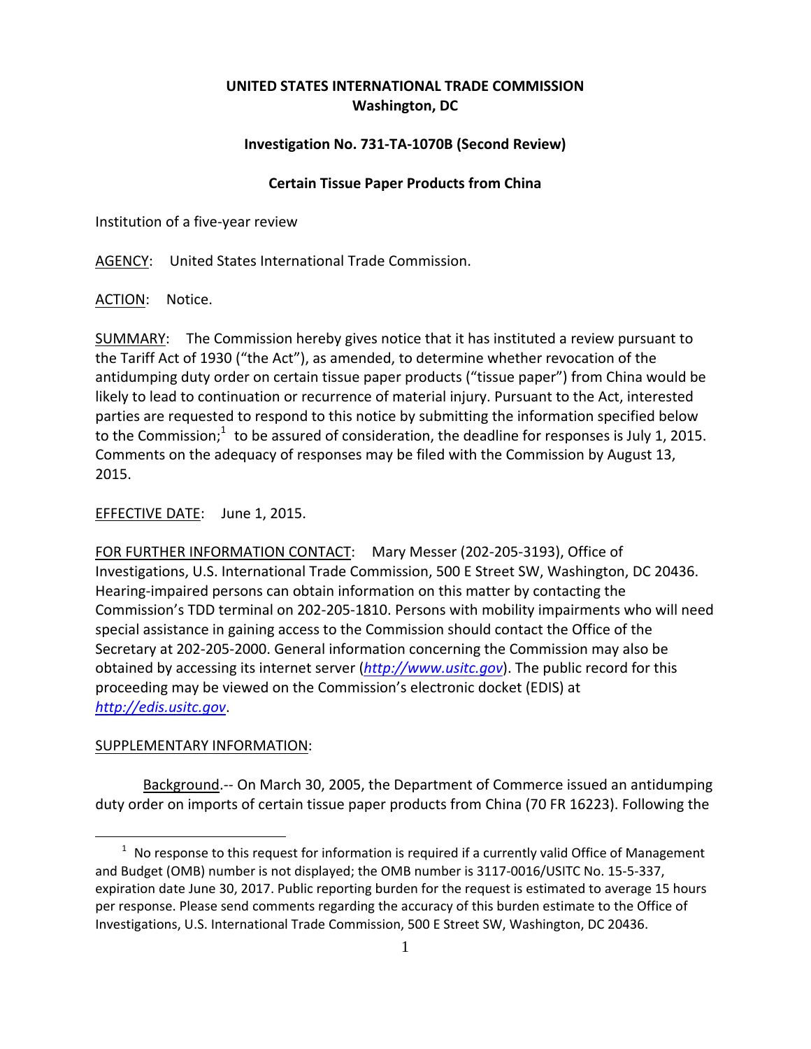**UNITED STATES INTERNATIONAL TRADE COMMISSION**
**Washington, DC**

**Investigation No. 731-TA-1070B (Second Review)**

**Certain Tissue Paper Products from China**

Institution of a five-year review

AGENCY: United States International Trade Commission.

ACTION: Notice.

SUMMARY: The Commission hereby gives notice that it has instituted a review pursuant to the Tariff Act of 1930 ("the Act"), as amended, to determine whether revocation of the antidumping duty order on certain tissue paper products ("tissue paper") from China would be likely to lead to continuation or recurrence of material injury. Pursuant to the Act, interested parties are requested to respond to this notice by submitting the information specified below to the Commission;[1] to be assured of consideration, the deadline for responses is July 1, 2015. Comments on the adequacy of responses may be filed with the Commission by August 13, 2015.

EFFECTIVE DATE: June 1, 2015.

FOR FURTHER INFORMATION CONTACT: Mary Messer (202-205-3193), Office of Investigations, U.S. International Trade Commission, 500 E Street SW, Washington, DC 20436. Hearing-impaired persons can obtain information on this matter by contacting the Commission's TDD terminal on 202-205-1810. Persons with mobility impairments who will need special assistance in gaining access to the Commission should contact the Office of the Secretary at 202-205-2000. General information concerning the Commission may also be obtained by accessing its internet server (*http://www.usitc.gov*). The public record for this proceeding may be viewed on the Commission's electronic docket (EDIS) at *http://edis.usitc.gov*.

SUPPLEMENTARY INFORMATION:

Background.-- On March 30, 2005, the Department of Commerce issued an antidumping duty order on imports of certain tissue paper products from China (70 FR 16223). Following the

[1] No response to this request for information is required if a currently valid Office of Management and Budget (OMB) number is not displayed; the OMB number is 3117-0016/USITC No. 15-5-337, expiration date June 30, 2017. Public reporting burden for the request is estimated to average 15 hours per response. Please send comments regarding the accuracy of this burden estimate to the Office of Investigations, U.S. International Trade Commission, 500 E Street SW, Washington, DC 20436.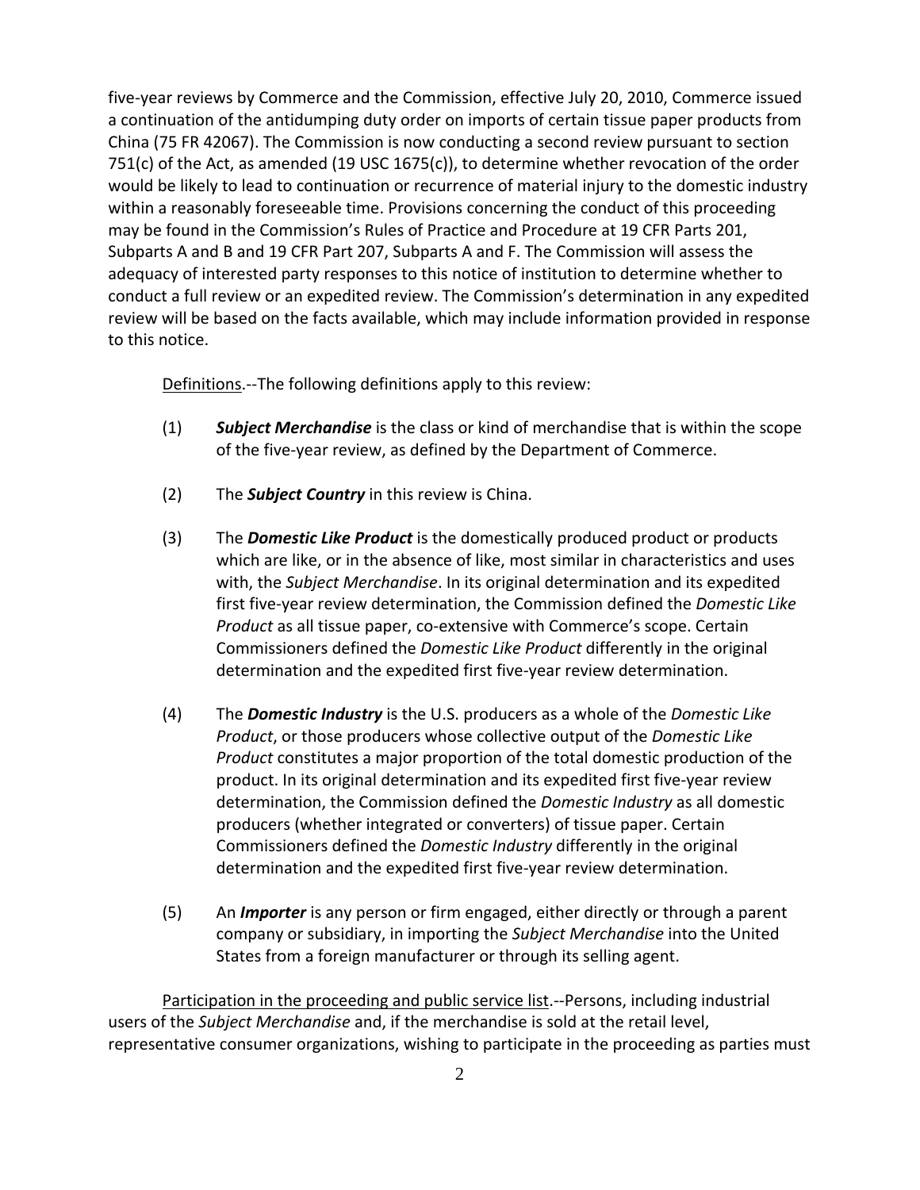five-year reviews by Commerce and the Commission, effective July 20, 2010, Commerce issued a continuation of the antidumping duty order on imports of certain tissue paper products from China (75 FR 42067). The Commission is now conducting a second review pursuant to section 751(c) of the Act, as amended (19 USC 1675(c)), to determine whether revocation of the order would be likely to lead to continuation or recurrence of material injury to the domestic industry within a reasonably foreseeable time. Provisions concerning the conduct of this proceeding may be found in the Commission's Rules of Practice and Procedure at 19 CFR Parts 201, Subparts A and B and 19 CFR Part 207, Subparts A and F. The Commission will assess the adequacy of interested party responses to this notice of institution to determine whether to conduct a full review or an expedited review. The Commission's determination in any expedited review will be based on the facts available, which may include information provided in response to this notice.

Definitions.--The following definitions apply to this review:

(1) ***Subject Merchandise*** is the class or kind of merchandise that is within the scope of the five-year review, as defined by the Department of Commerce.

(2) The ***Subject Country*** in this review is China.

(3) The ***Domestic Like Product*** is the domestically produced product or products which are like, or in the absence of like, most similar in characteristics and uses with, the *Subject Merchandise*. In its original determination and its expedited first five-year review determination, the Commission defined the *Domestic Like Product* as all tissue paper, co-extensive with Commerce's scope. Certain Commissioners defined the *Domestic Like Product* differently in the original determination and the expedited first five-year review determination.

(4) The ***Domestic Industry*** is the U.S. producers as a whole of the *Domestic Like Product*, or those producers whose collective output of the *Domestic Like Product* constitutes a major proportion of the total domestic production of the product. In its original determination and its expedited first five-year review determination, the Commission defined the *Domestic Industry* as all domestic producers (whether integrated or converters) of tissue paper. Certain Commissioners defined the *Domestic Industry* differently in the original determination and the expedited first five-year review determination.

(5) An ***Importer*** is any person or firm engaged, either directly or through a parent company or subsidiary, in importing the *Subject Merchandise* into the United States from a foreign manufacturer or through its selling agent.

Participation in the proceeding and public service list.--Persons, including industrial users of the *Subject Merchandise* and, if the merchandise is sold at the retail level, representative consumer organizations, wishing to participate in the proceeding as parties must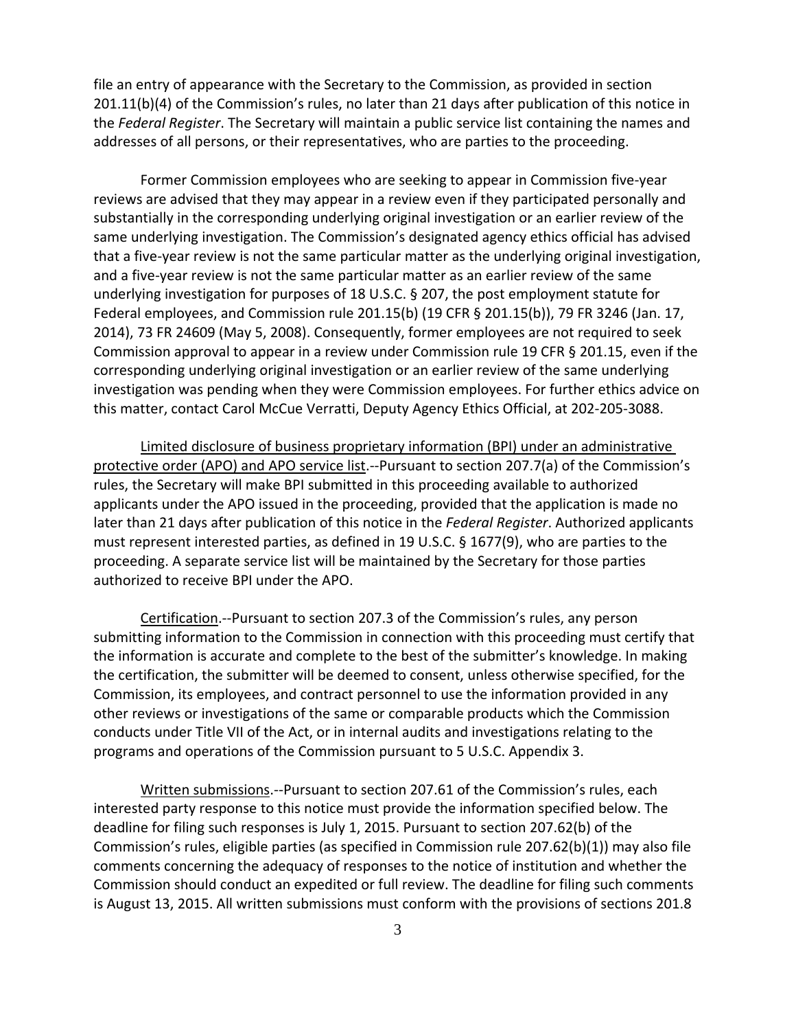file an entry of appearance with the Secretary to the Commission, as provided in section 201.11(b)(4) of the Commission's rules, no later than 21 days after publication of this notice in the *Federal Register*. The Secretary will maintain a public service list containing the names and addresses of all persons, or their representatives, who are parties to the proceeding.

Former Commission employees who are seeking to appear in Commission five-year reviews are advised that they may appear in a review even if they participated personally and substantially in the corresponding underlying original investigation or an earlier review of the same underlying investigation. The Commission's designated agency ethics official has advised that a five-year review is not the same particular matter as the underlying original investigation, and a five-year review is not the same particular matter as an earlier review of the same underlying investigation for purposes of 18 U.S.C. § 207, the post employment statute for Federal employees, and Commission rule 201.15(b) (19 CFR § 201.15(b)), 79 FR 3246 (Jan. 17, 2014), 73 FR 24609 (May 5, 2008). Consequently, former employees are not required to seek Commission approval to appear in a review under Commission rule 19 CFR § 201.15, even if the corresponding underlying original investigation or an earlier review of the same underlying investigation was pending when they were Commission employees. For further ethics advice on this matter, contact Carol McCue Verratti, Deputy Agency Ethics Official, at 202-205-3088.

Limited disclosure of business proprietary information (BPI) under an administrative protective order (APO) and APO service list.--Pursuant to section 207.7(a) of the Commission's rules, the Secretary will make BPI submitted in this proceeding available to authorized applicants under the APO issued in the proceeding, provided that the application is made no later than 21 days after publication of this notice in the *Federal Register*. Authorized applicants must represent interested parties, as defined in 19 U.S.C. § 1677(9), who are parties to the proceeding. A separate service list will be maintained by the Secretary for those parties authorized to receive BPI under the APO.

Certification.--Pursuant to section 207.3 of the Commission's rules, any person submitting information to the Commission in connection with this proceeding must certify that the information is accurate and complete to the best of the submitter's knowledge. In making the certification, the submitter will be deemed to consent, unless otherwise specified, for the Commission, its employees, and contract personnel to use the information provided in any other reviews or investigations of the same or comparable products which the Commission conducts under Title VII of the Act, or in internal audits and investigations relating to the programs and operations of the Commission pursuant to 5 U.S.C. Appendix 3.

Written submissions.--Pursuant to section 207.61 of the Commission's rules, each interested party response to this notice must provide the information specified below. The deadline for filing such responses is July 1, 2015. Pursuant to section 207.62(b) of the Commission's rules, eligible parties (as specified in Commission rule 207.62(b)(1)) may also file comments concerning the adequacy of responses to the notice of institution and whether the Commission should conduct an expedited or full review. The deadline for filing such comments is August 13, 2015. All written submissions must conform with the provisions of sections 201.8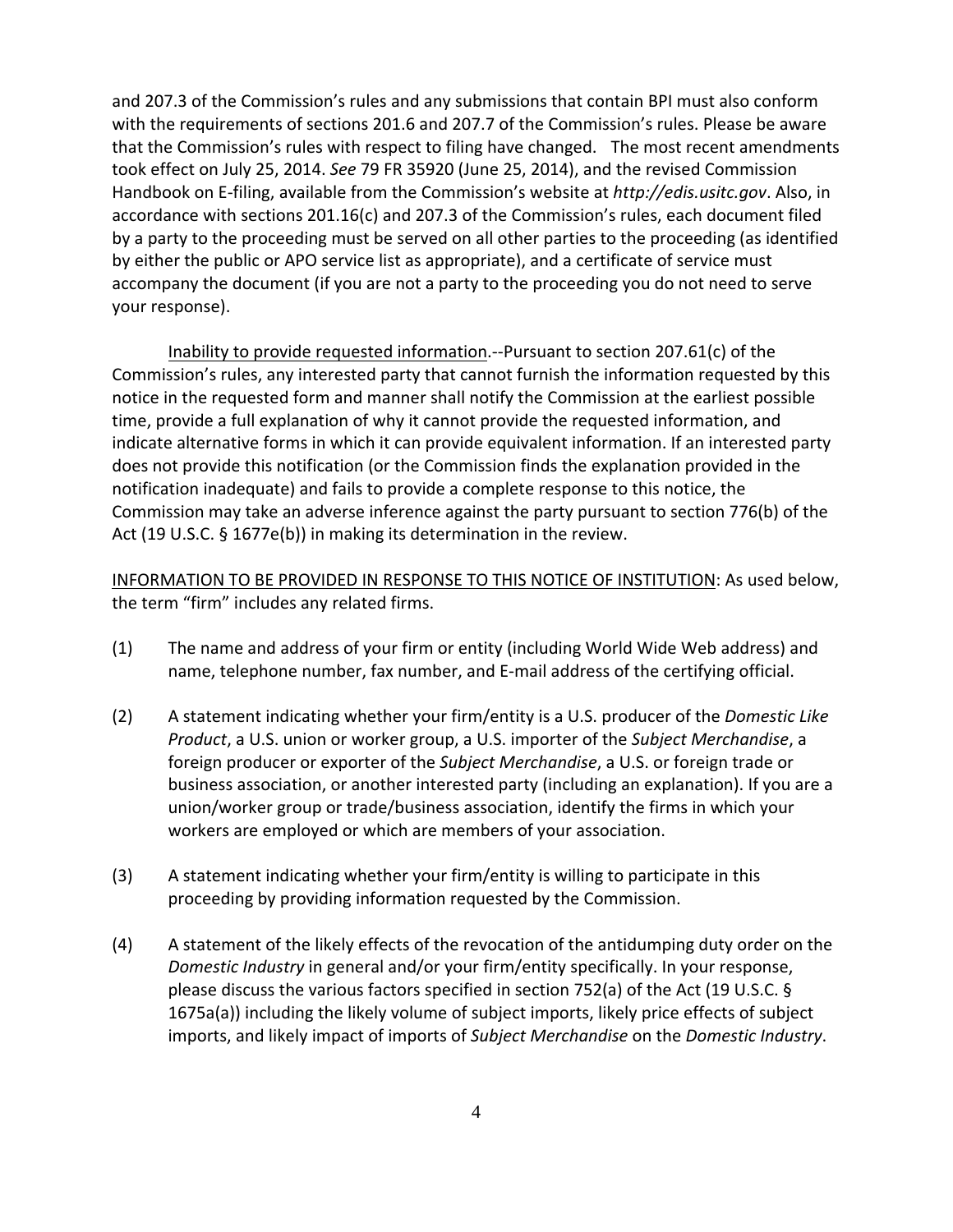and 207.3 of the Commission's rules and any submissions that contain BPI must also conform with the requirements of sections 201.6 and 207.7 of the Commission's rules. Please be aware that the Commission's rules with respect to filing have changed. The most recent amendments took effect on July 25, 2014. *See* 79 FR 35920 (June 25, 2014), and the revised Commission Handbook on E-filing, available from the Commission's website at *http://edis.usitc.gov*. Also, in accordance with sections 201.16(c) and 207.3 of the Commission's rules, each document filed by a party to the proceeding must be served on all other parties to the proceeding (as identified by either the public or APO service list as appropriate), and a certificate of service must accompany the document (if you are not a party to the proceeding you do not need to serve your response).

<u>Inability to provide requested information</u>.--Pursuant to section 207.61(c) of the Commission's rules, any interested party that cannot furnish the information requested by this notice in the requested form and manner shall notify the Commission at the earliest possible time, provide a full explanation of why it cannot provide the requested information, and indicate alternative forms in which it can provide equivalent information. If an interested party does not provide this notification (or the Commission finds the explanation provided in the notification inadequate) and fails to provide a complete response to this notice, the Commission may take an adverse inference against the party pursuant to section 776(b) of the Act (19 U.S.C. § 1677e(b)) in making its determination in the review.

<u>INFORMATION TO BE PROVIDED IN RESPONSE TO THIS NOTICE OF INSTITUTION</u>: As used below, the term "firm" includes any related firms.

(1) The name and address of your firm or entity (including World Wide Web address) and name, telephone number, fax number, and E-mail address of the certifying official.

(2) A statement indicating whether your firm/entity is a U.S. producer of the *Domestic Like Product*, a U.S. union or worker group, a U.S. importer of the *Subject Merchandise*, a foreign producer or exporter of the *Subject Merchandise*, a U.S. or foreign trade or business association, or another interested party (including an explanation). If you are a union/worker group or trade/business association, identify the firms in which your workers are employed or which are members of your association.

(3) A statement indicating whether your firm/entity is willing to participate in this proceeding by providing information requested by the Commission.

(4) A statement of the likely effects of the revocation of the antidumping duty order on the *Domestic Industry* in general and/or your firm/entity specifically. In your response, please discuss the various factors specified in section 752(a) of the Act (19 U.S.C. § 1675a(a)) including the likely volume of subject imports, likely price effects of subject imports, and likely impact of imports of *Subject Merchandise* on the *Domestic Industry*.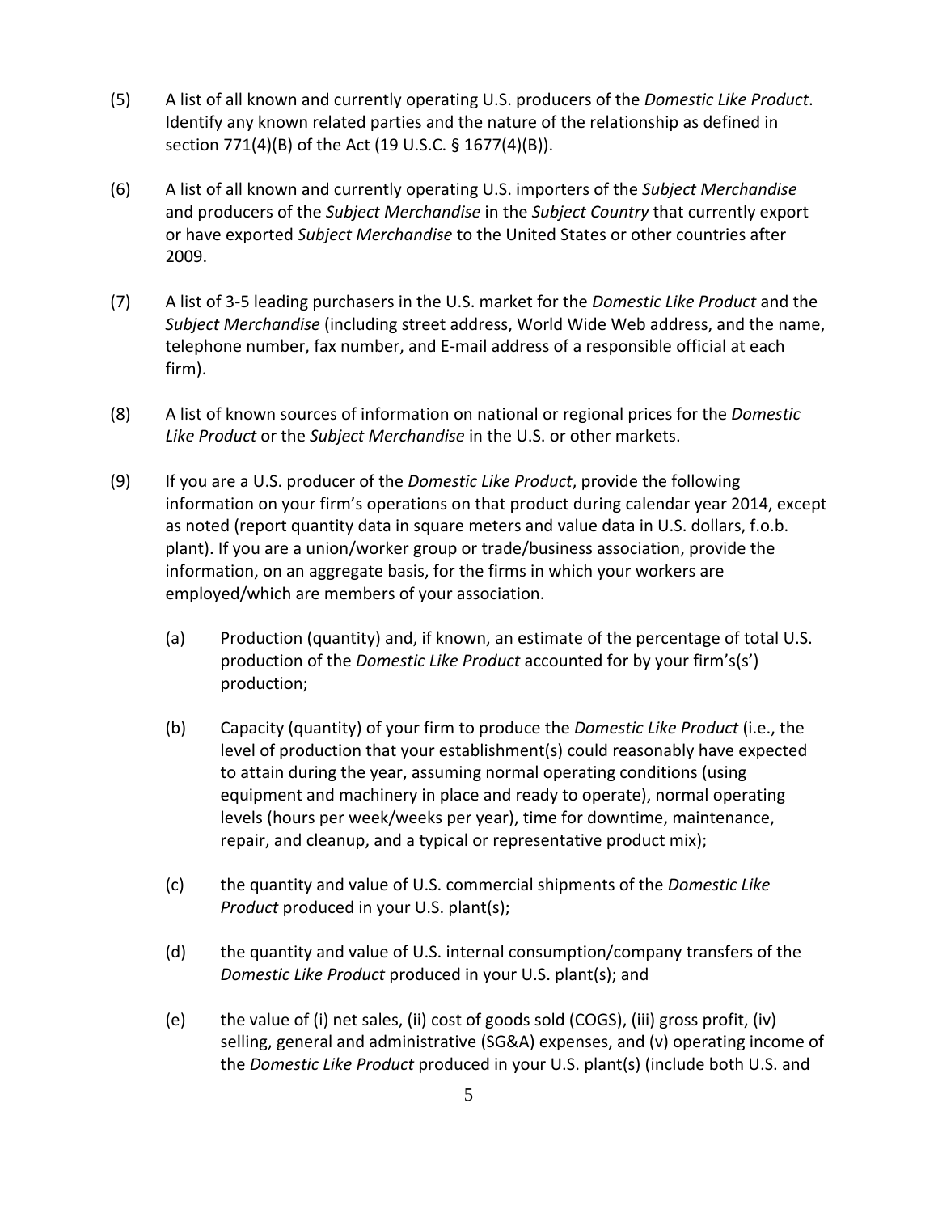(5) A list of all known and currently operating U.S. producers of the *Domestic Like Product*. Identify any known related parties and the nature of the relationship as defined in section 771(4)(B) of the Act (19 U.S.C. § 1677(4)(B)).

(6) A list of all known and currently operating U.S. importers of the *Subject Merchandise* and producers of the *Subject Merchandise* in the *Subject Country* that currently export or have exported *Subject Merchandise* to the United States or other countries after 2009.

(7) A list of 3-5 leading purchasers in the U.S. market for the *Domestic Like Product* and the *Subject Merchandise* (including street address, World Wide Web address, and the name, telephone number, fax number, and E-mail address of a responsible official at each firm).

(8) A list of known sources of information on national or regional prices for the *Domestic Like Product* or the *Subject Merchandise* in the U.S. or other markets.

(9) If you are a U.S. producer of the *Domestic Like Product*, provide the following information on your firm's operations on that product during calendar year 2014, except as noted (report quantity data in square meters and value data in U.S. dollars, f.o.b. plant). If you are a union/worker group or trade/business association, provide the information, on an aggregate basis, for the firms in which your workers are employed/which are members of your association.

   (a) Production (quantity) and, if known, an estimate of the percentage of total U.S. production of the *Domestic Like Product* accounted for by your firm's(s') production;

   (b) Capacity (quantity) of your firm to produce the *Domestic Like Product* (i.e., the level of production that your establishment(s) could reasonably have expected to attain during the year, assuming normal operating conditions (using equipment and machinery in place and ready to operate), normal operating levels (hours per week/weeks per year), time for downtime, maintenance, repair, and cleanup, and a typical or representative product mix);

   (c) the quantity and value of U.S. commercial shipments of the *Domestic Like Product* produced in your U.S. plant(s);

   (d) the quantity and value of U.S. internal consumption/company transfers of the *Domestic Like Product* produced in your U.S. plant(s); and

   (e) the value of (i) net sales, (ii) cost of goods sold (COGS), (iii) gross profit, (iv) selling, general and administrative (SG&A) expenses, and (v) operating income of the *Domestic Like Product* produced in your U.S. plant(s) (include both U.S. and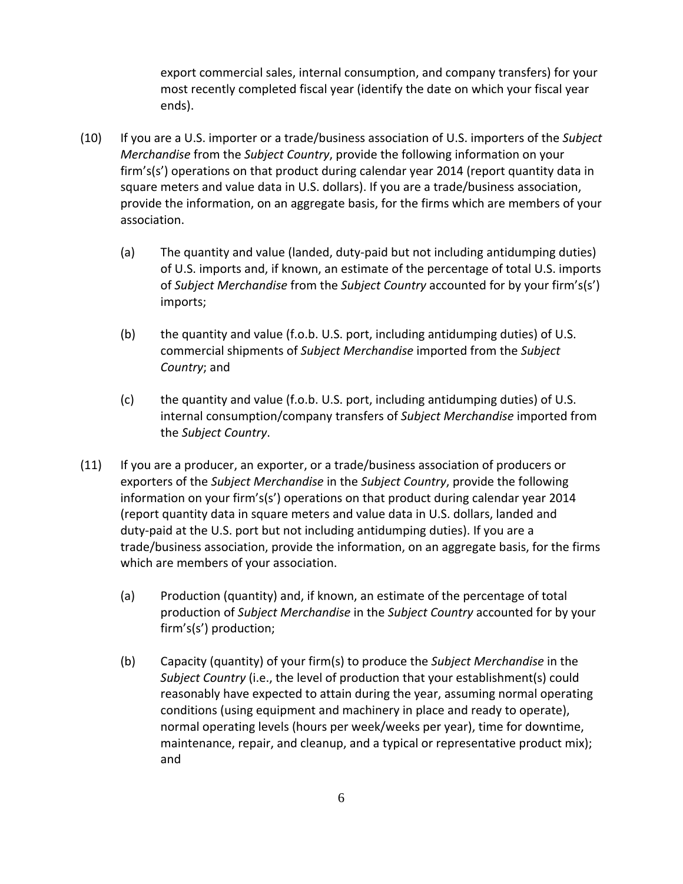export commercial sales, internal consumption, and company transfers) for your most recently completed fiscal year (identify the date on which your fiscal year ends).

(10) If you are a U.S. importer or a trade/business association of U.S. importers of the *Subject Merchandise* from the *Subject Country*, provide the following information on your firm's(s') operations on that product during calendar year 2014 (report quantity data in square meters and value data in U.S. dollars). If you are a trade/business association, provide the information, on an aggregate basis, for the firms which are members of your association.

  (a) The quantity and value (landed, duty-paid but not including antidumping duties) of U.S. imports and, if known, an estimate of the percentage of total U.S. imports of *Subject Merchandise* from the *Subject Country* accounted for by your firm's(s') imports;

  (b) the quantity and value (f.o.b. U.S. port, including antidumping duties) of U.S. commercial shipments of *Subject Merchandise* imported from the *Subject Country*; and

  (c) the quantity and value (f.o.b. U.S. port, including antidumping duties) of U.S. internal consumption/company transfers of *Subject Merchandise* imported from the *Subject Country*.

(11) If you are a producer, an exporter, or a trade/business association of producers or exporters of the *Subject Merchandise* in the *Subject Country*, provide the following information on your firm's(s') operations on that product during calendar year 2014 (report quantity data in square meters and value data in U.S. dollars, landed and duty-paid at the U.S. port but not including antidumping duties). If you are a trade/business association, provide the information, on an aggregate basis, for the firms which are members of your association.

  (a) Production (quantity) and, if known, an estimate of the percentage of total production of *Subject Merchandise* in the *Subject Country* accounted for by your firm's(s') production;

  (b) Capacity (quantity) of your firm(s) to produce the *Subject Merchandise* in the *Subject Country* (i.e., the level of production that your establishment(s) could reasonably have expected to attain during the year, assuming normal operating conditions (using equipment and machinery in place and ready to operate), normal operating levels (hours per week/weeks per year), time for downtime, maintenance, repair, and cleanup, and a typical or representative product mix); and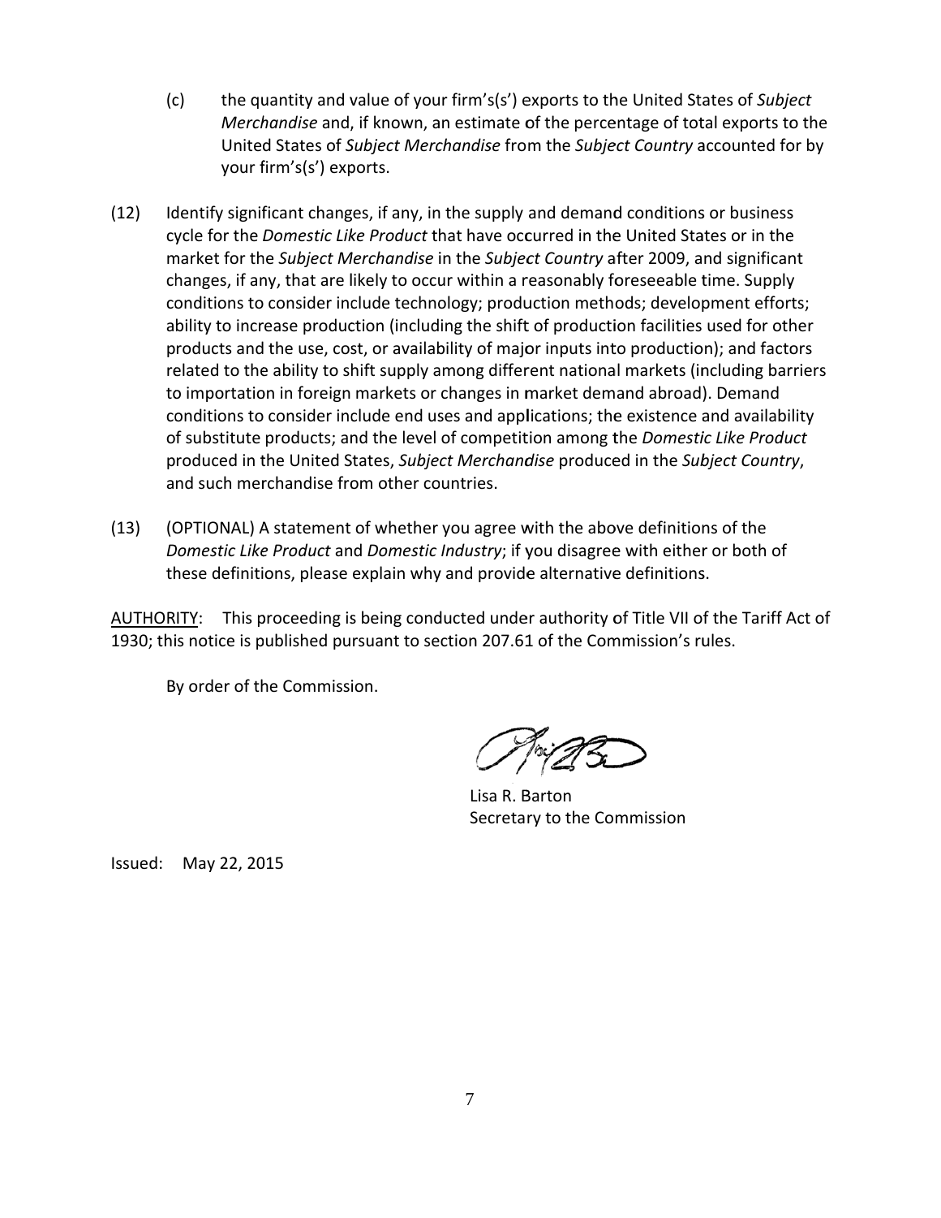(c) the quantity and value of your firm's(s') exports to the United States of *Subject Merchandise* and, if known, an estimate of the percentage of total exports to the United States of *Subject Merchandise* from the *Subject Country* accounted for by your firm's(s') exports.

(12) Identify significant changes, if any, in the supply and demand conditions or business cycle for the *Domestic Like Product* that have occurred in the United States or in the market for the *Subject Merchandise* in the *Subject Country* after 2009, and significant changes, if any, that are likely to occur within a reasonably foreseeable time. Supply conditions to consider include technology; production methods; development efforts; ability to increase production (including the shift of production facilities used for other products and the use, cost, or availability of major inputs into production); and factors related to the ability to shift supply among different national markets (including barriers to importation in foreign markets or changes in market demand abroad). Demand conditions to consider include end uses and applications; the existence and availability of substitute products; and the level of competition among the *Domestic Like Product* produced in the United States, *Subject Merchandise* produced in the *Subject Country*, and such merchandise from other countries.

(13) (OPTIONAL) A statement of whether you agree with the above definitions of the *Domestic Like Product* and *Domestic Industry*; if you disagree with either or both of these definitions, please explain why and provide alternative definitions.

AUTHORITY: This proceeding is being conducted under authority of Title VII of the Tariff Act of 1930; this notice is published pursuant to section 207.61 of the Commission's rules.

By order of the Commission.

Lisa R. Barton
Secretary to the Commission

Issued: May 22, 2015